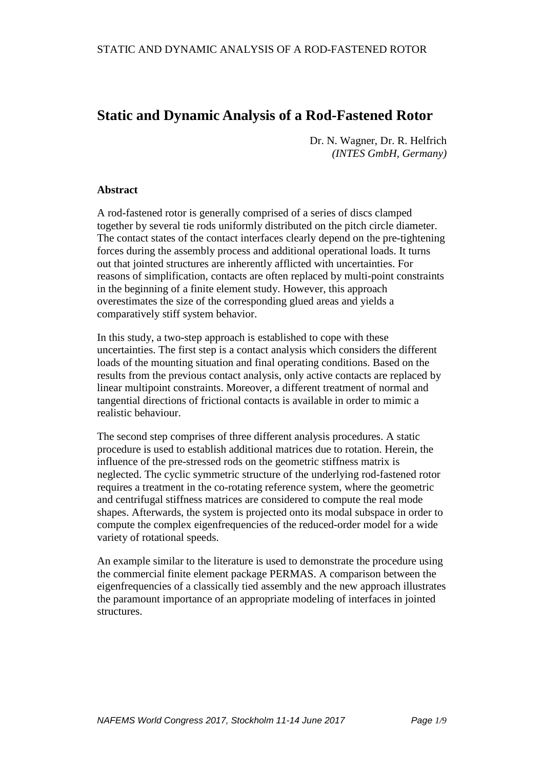# Static and Dynamic Analysis of a Rod-Fastened Rotor

Dr. N. Wagner, Dr. R. Helfrich
*(INTES GmbH, Germany)*

**Abstract**

A rod-fastened rotor is generally comprised of a series of discs clamped together by several tie rods uniformly distributed on the pitch circle diameter. The contact states of the contact interfaces clearly depend on the pre-tightening forces during the assembly process and additional operational loads. It turns out that jointed structures are inherently afflicted with uncertainties. For reasons of simplification, contacts are often replaced by multi-point constraints in the beginning of a finite element study. However, this approach overestimates the size of the corresponding glued areas and yields a comparatively stiff system behavior.

In this study, a two-step approach is established to cope with these uncertainties. The first step is a contact analysis which considers the different loads of the mounting situation and final operating conditions. Based on the results from the previous contact analysis, only active contacts are replaced by linear multipoint constraints. Moreover, a different treatment of normal and tangential directions of frictional contacts is available in order to mimic a realistic behaviour.

The second step comprises of three different analysis procedures. A static procedure is used to establish additional matrices due to rotation. Herein, the influence of the pre-stressed rods on the geometric stiffness matrix is neglected. The cyclic symmetric structure of the underlying rod-fastened rotor requires a treatment in the co-rotating reference system, where the geometric and centrifugal stiffness matrices are considered to compute the real mode shapes. Afterwards, the system is projected onto its modal subspace in order to compute the complex eigenfrequencies of the reduced-order model for a wide variety of rotational speeds.

An example similar to the literature is used to demonstrate the procedure using the commercial finite element package PERMAS. A comparison between the eigenfrequencies of a classically tied assembly and the new approach illustrates the paramount importance of an appropriate modeling of interfaces in jointed structures.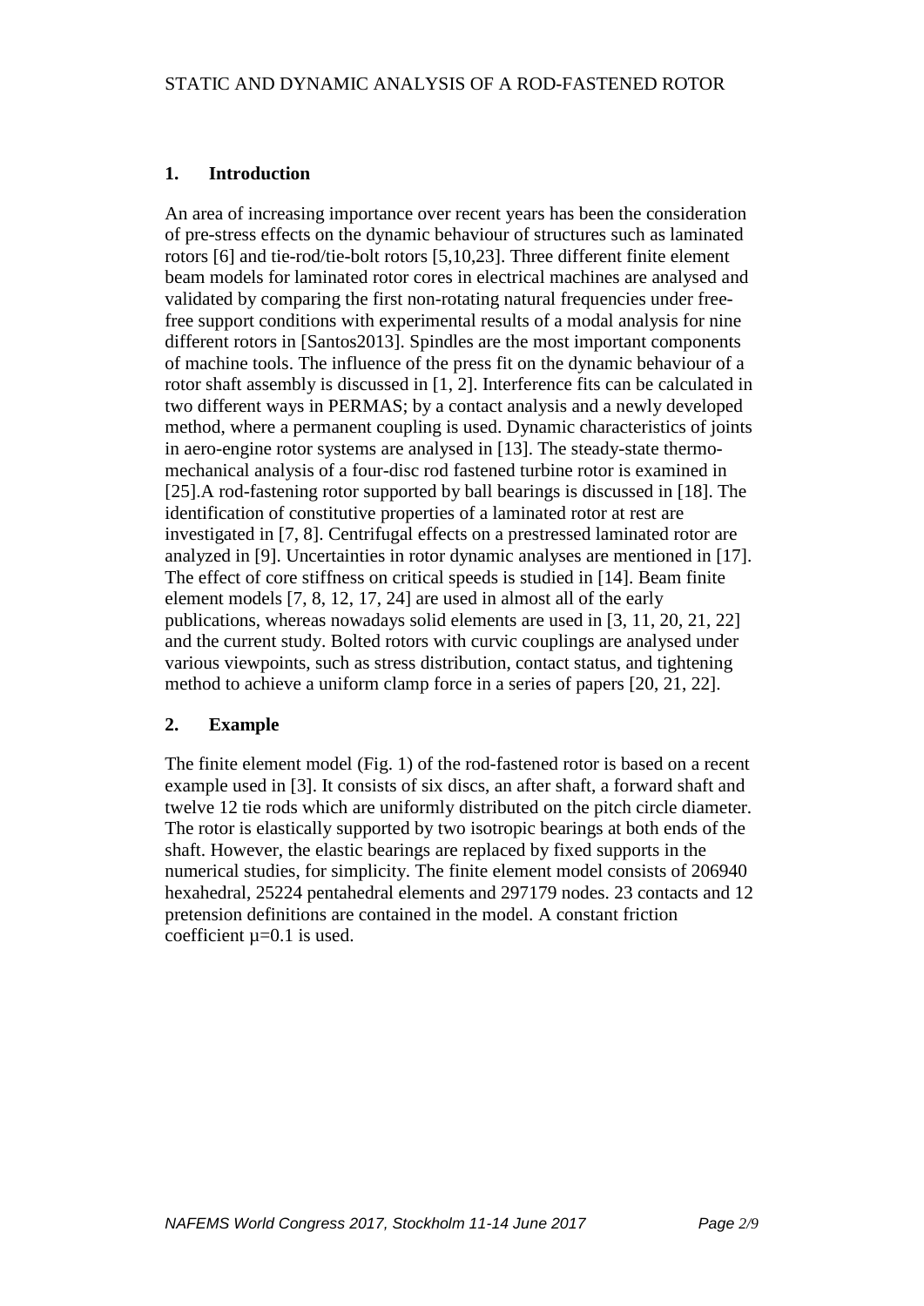## 1. Introduction

An area of increasing importance over recent years has been the consideration of pre-stress effects on the dynamic behaviour of structures such as laminated rotors [6] and tie-rod/tie-bolt rotors [5,10,23]. Three different finite element beam models for laminated rotor cores in electrical machines are analysed and validated by comparing the first non-rotating natural frequencies under free-free support conditions with experimental results of a modal analysis for nine different rotors in [Santos2013]. Spindles are the most important components of machine tools. The influence of the press fit on the dynamic behaviour of a rotor shaft assembly is discussed in [1, 2]. Interference fits can be calculated in two different ways in PERMAS; by a contact analysis and a newly developed method, where a permanent coupling is used. Dynamic characteristics of joints in aero-engine rotor systems are analysed in [13]. The steady-state thermo-mechanical analysis of a four-disc rod fastened turbine rotor is examined in [25].A rod-fastening rotor supported by ball bearings is discussed in [18]. The identification of constitutive properties of a laminated rotor at rest are investigated in [7, 8]. Centrifugal effects on a prestressed laminated rotor are analyzed in [9]. Uncertainties in rotor dynamic analyses are mentioned in [17]. The effect of core stiffness on critical speeds is studied in [14]. Beam finite element models [7, 8, 12, 17, 24] are used in almost all of the early publications, whereas nowadays solid elements are used in [3, 11, 20, 21, 22] and the current study. Bolted rotors with curvic couplings are analysed under various viewpoints, such as stress distribution, contact status, and tightening method to achieve a uniform clamp force in a series of papers [20, 21, 22].

## 2. Example

The finite element model (Fig. 1) of the rod-fastened rotor is based on a recent example used in [3]. It consists of six discs, an after shaft, a forward shaft and twelve 12 tie rods which are uniformly distributed on the pitch circle diameter. The rotor is elastically supported by two isotropic bearings at both ends of the shaft. However, the elastic bearings are replaced by fixed supports in the numerical studies, for simplicity. The finite element model consists of 206940 hexahedral, 25224 pentahedral elements and 297179 nodes. 23 contacts and 12 pretension definitions are contained in the model. A constant friction coefficient $\mu=0.1$ is used.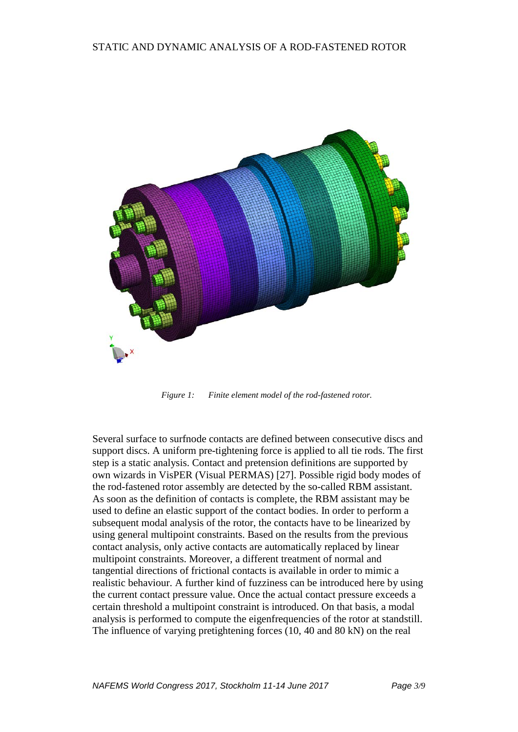*Figure 1: Finite element model of the rod-fastened rotor.*

Several surface to surfnode contacts are defined between consecutive discs and support discs. A uniform pre-tightening force is applied to all tie rods. The first step is a static analysis. Contact and pretension definitions are supported by own wizards in VisPER (Visual PERMAS) [27]. Possible rigid body modes of the rod-fastened rotor assembly are detected by the so-called RBM assistant. As soon as the definition of contacts is complete, the RBM assistant may be used to define an elastic support of the contact bodies. In order to perform a subsequent modal analysis of the rotor, the contacts have to be linearized by using general multipoint constraints. Based on the results from the previous contact analysis, only active contacts are automatically replaced by linear multipoint constraints. Moreover, a different treatment of normal and tangential directions of frictional contacts is available in order to mimic a realistic behaviour. A further kind of fuzziness can be introduced here by using the current contact pressure value. Once the actual contact pressure exceeds a certain threshold a multipoint constraint is introduced. On that basis, a modal analysis is performed to compute the eigenfrequencies of the rotor at standstill. The influence of varying pretightening forces (10, 40 and 80 kN) on the real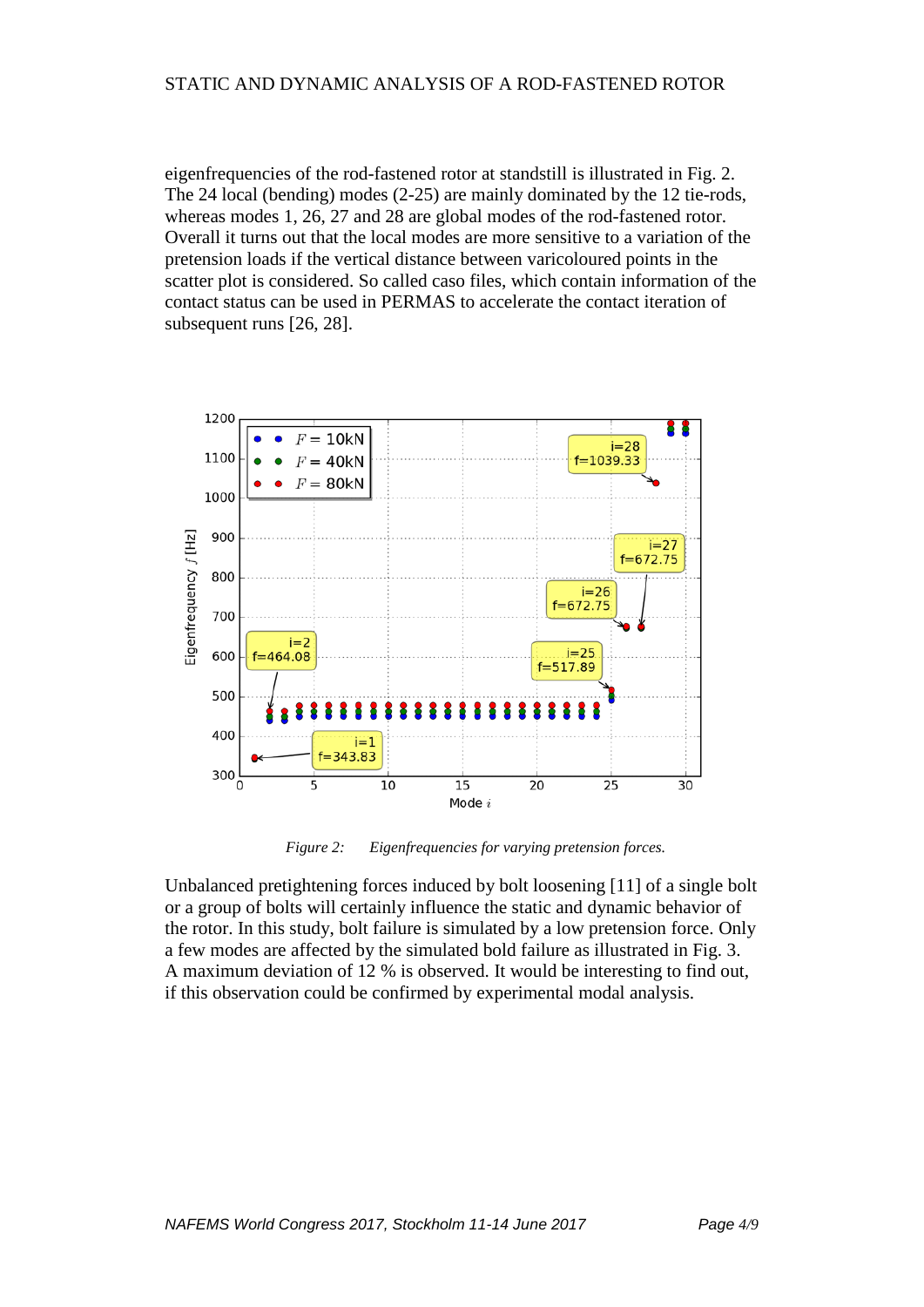eigenfrequencies of the rod-fastened rotor at standstill is illustrated in Fig. 2. The 24 local (bending) modes (2-25) are mainly dominated by the 12 tie-rods, whereas modes 1, 26, 27 and 28 are global modes of the rod-fastened rotor. Overall it turns out that the local modes are more sensitive to a variation of the pretension loads if the vertical distance between varicoloured points in the scatter plot is considered. So called caso files, which contain information of the contact status can be used in PERMAS to accelerate the contact iteration of subsequent runs [26, 28].

*Figure 2: Eigenfrequencies for varying pretension forces.*

Unbalanced pretightening forces induced by bolt loosening [11] of a single bolt or a group of bolts will certainly influence the static and dynamic behavior of the rotor. In this study, bolt failure is simulated by a low pretension force. Only a few modes are affected by the simulated bold failure as illustrated in Fig. 3. A maximum deviation of 12 % is observed. It would be interesting to find out, if this observation could be confirmed by experimental modal analysis.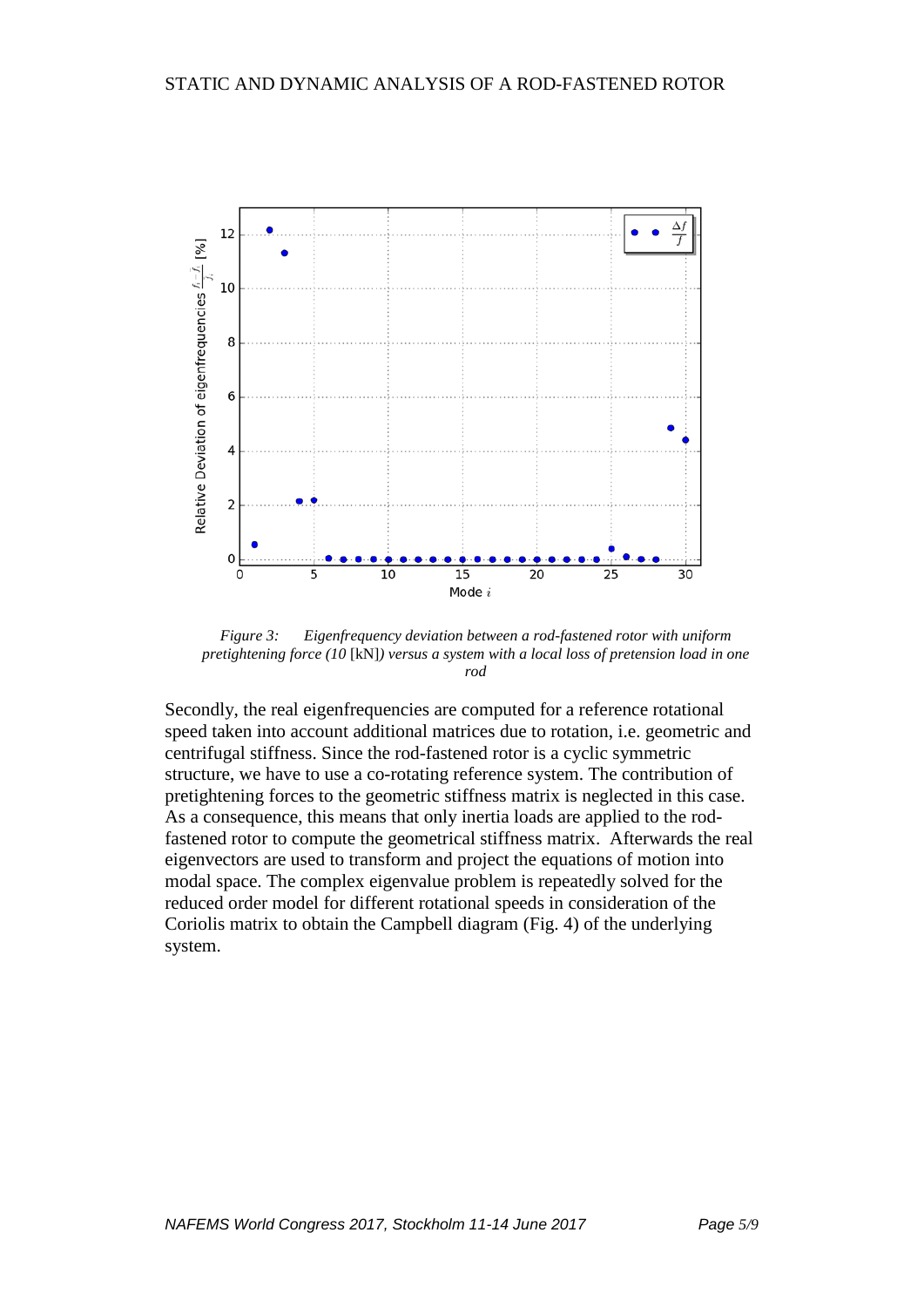*Figure 3: Eigenfrequency deviation between a rod-fastened rotor with uniform pretightening force (10* [kN]*) versus a system with a local loss of pretension load in one rod*

Secondly, the real eigenfrequencies are computed for a reference rotational speed taken into account additional matrices due to rotation, i.e. geometric and centrifugal stiffness. Since the rod-fastened rotor is a cyclic symmetric structure, we have to use a co-rotating reference system. The contribution of pretightening forces to the geometric stiffness matrix is neglected in this case. As a consequence, this means that only inertia loads are applied to the rod-fastened rotor to compute the geometrical stiffness matrix. Afterwards the real eigenvectors are used to transform and project the equations of motion into modal space. The complex eigenvalue problem is repeatedly solved for the reduced order model for different rotational speeds in consideration of the Coriolis matrix to obtain the Campbell diagram (Fig. 4) of the underlying system.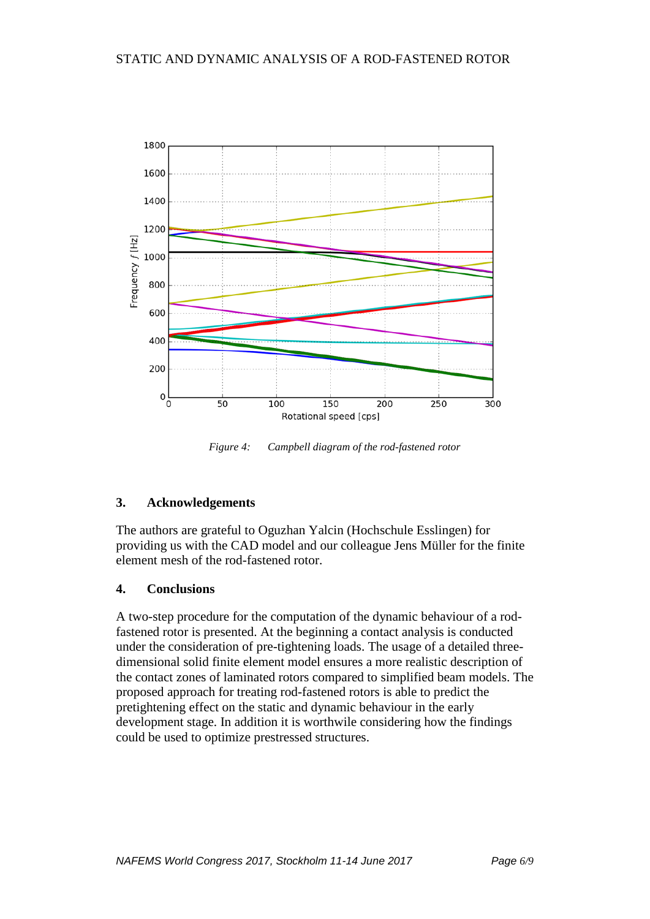*Figure 4: Campbell diagram of the rod-fastened rotor*

## 3. Acknowledgements

The authors are grateful to Oguzhan Yalcin (Hochschule Esslingen) for providing us with the CAD model and our colleague Jens Müller for the finite element mesh of the rod-fastened rotor.

## 4. Conclusions

A two-step procedure for the computation of the dynamic behaviour of a rod-fastened rotor is presented. At the beginning a contact analysis is conducted under the consideration of pre-tightening loads. The usage of a detailed three-dimensional solid finite element model ensures a more realistic description of the contact zones of laminated rotors compared to simplified beam models. The proposed approach for treating rod-fastened rotors is able to predict the pretightening effect on the static and dynamic behaviour in the early development stage. In addition it is worthwile considering how the findings could be used to optimize prestressed structures.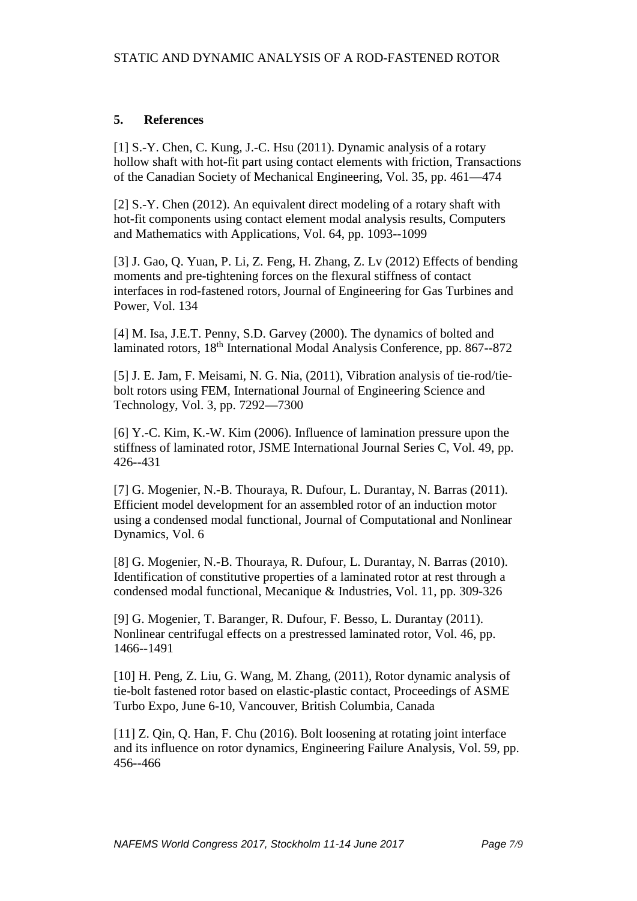## 5. References

[1] S.-Y. Chen, C. Kung, J.-C. Hsu (2011). Dynamic analysis of a rotary hollow shaft with hot-fit part using contact elements with friction, Transactions of the Canadian Society of Mechanical Engineering, Vol. 35, pp. 461—474

[2] S.-Y. Chen (2012). An equivalent direct modeling of a rotary shaft with hot-fit components using contact element modal analysis results, Computers and Mathematics with Applications, Vol. 64, pp. 1093--1099

[3] J. Gao, Q. Yuan, P. Li, Z. Feng, H. Zhang, Z. Lv (2012) Effects of bending moments and pre-tightening forces on the flexural stiffness of contact interfaces in rod-fastened rotors, Journal of Engineering for Gas Turbines and Power, Vol. 134

[4] M. Isa, J.E.T. Penny, S.D. Garvey (2000). The dynamics of bolted and laminated rotors, 18th International Modal Analysis Conference, pp. 867--872

[5] J. E. Jam, F. Meisami, N. G. Nia, (2011), Vibration analysis of tie-rod/tie-bolt rotors using FEM, International Journal of Engineering Science and Technology, Vol. 3, pp. 7292—7300

[6] Y.-C. Kim, K.-W. Kim (2006). Influence of lamination pressure upon the stiffness of laminated rotor, JSME International Journal Series C, Vol. 49, pp. 426--431

[7] G. Mogenier, N.-B. Thouraya, R. Dufour, L. Durantay, N. Barras (2011). Efficient model development for an assembled rotor of an induction motor using a condensed modal functional, Journal of Computational and Nonlinear Dynamics, Vol. 6

[8] G. Mogenier, N.-B. Thouraya, R. Dufour, L. Durantay, N. Barras (2010). Identification of constitutive properties of a laminated rotor at rest through a condensed modal functional, Mecanique & Industries, Vol. 11, pp. 309-326

[9] G. Mogenier, T. Baranger, R. Dufour, F. Besso, L. Durantay (2011). Nonlinear centrifugal effects on a prestressed laminated rotor, Vol. 46, pp. 1466--1491

[10] H. Peng, Z. Liu, G. Wang, M. Zhang, (2011), Rotor dynamic analysis of tie-bolt fastened rotor based on elastic-plastic contact, Proceedings of ASME Turbo Expo, June 6-10, Vancouver, British Columbia, Canada

[11] Z. Qin, Q. Han, F. Chu (2016). Bolt loosening at rotating joint interface and its influence on rotor dynamics, Engineering Failure Analysis, Vol. 59, pp. 456--466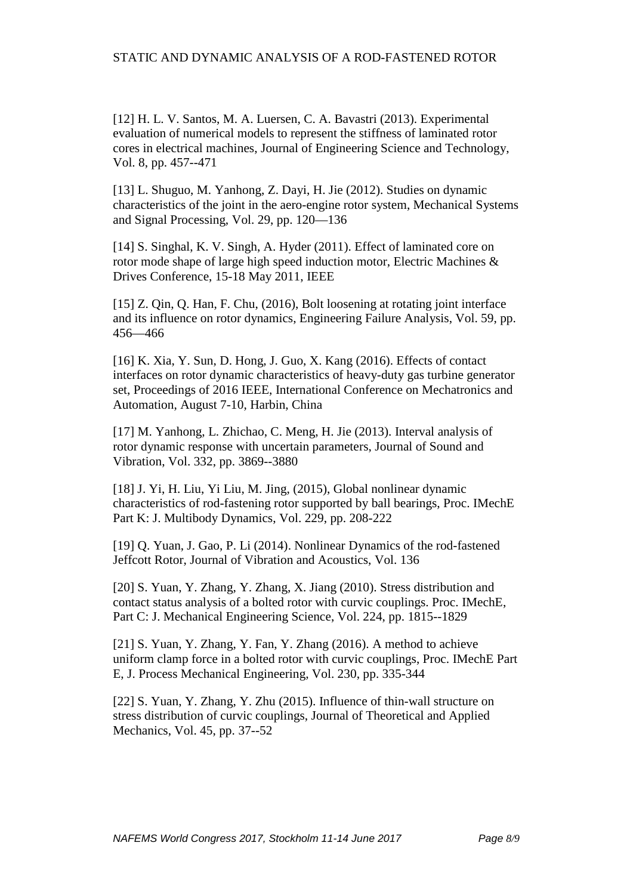[12] H. L. V. Santos, M. A. Luersen, C. A. Bavastri (2013). Experimental evaluation of numerical models to represent the stiffness of laminated rotor cores in electrical machines, Journal of Engineering Science and Technology, Vol. 8, pp. 457--471

[13] L. Shuguo, M. Yanhong, Z. Dayi, H. Jie (2012). Studies on dynamic characteristics of the joint in the aero-engine rotor system, Mechanical Systems and Signal Processing, Vol. 29, pp. 120—136

[14] S. Singhal, K. V. Singh, A. Hyder (2011). Effect of laminated core on rotor mode shape of large high speed induction motor, Electric Machines & Drives Conference, 15-18 May 2011, IEEE

[15] Z. Qin, Q. Han, F. Chu, (2016), Bolt loosening at rotating joint interface and its influence on rotor dynamics, Engineering Failure Analysis, Vol. 59, pp. 456—466

[16] K. Xia, Y. Sun, D. Hong, J. Guo, X. Kang (2016). Effects of contact interfaces on rotor dynamic characteristics of heavy-duty gas turbine generator set, Proceedings of 2016 IEEE, International Conference on Mechatronics and Automation, August 7-10, Harbin, China

[17] M. Yanhong, L. Zhichao, C. Meng, H. Jie (2013). Interval analysis of rotor dynamic response with uncertain parameters, Journal of Sound and Vibration, Vol. 332, pp. 3869--3880

[18] J. Yi, H. Liu, Yi Liu, M. Jing, (2015), Global nonlinear dynamic characteristics of rod-fastening rotor supported by ball bearings, Proc. IMechE Part K: J. Multibody Dynamics, Vol. 229, pp. 208-222

[19] Q. Yuan, J. Gao, P. Li (2014). Nonlinear Dynamics of the rod-fastened Jeffcott Rotor, Journal of Vibration and Acoustics, Vol. 136

[20] S. Yuan, Y. Zhang, Y. Zhang, X. Jiang (2010). Stress distribution and contact status analysis of a bolted rotor with curvic couplings. Proc. IMechE, Part C: J. Mechanical Engineering Science, Vol. 224, pp. 1815--1829

[21] S. Yuan, Y. Zhang, Y. Fan, Y. Zhang (2016). A method to achieve uniform clamp force in a bolted rotor with curvic couplings, Proc. IMechE Part E, J. Process Mechanical Engineering, Vol. 230, pp. 335-344

[22] S. Yuan, Y. Zhang, Y. Zhu (2015). Influence of thin-wall structure on stress distribution of curvic couplings, Journal of Theoretical and Applied Mechanics, Vol. 45, pp. 37--52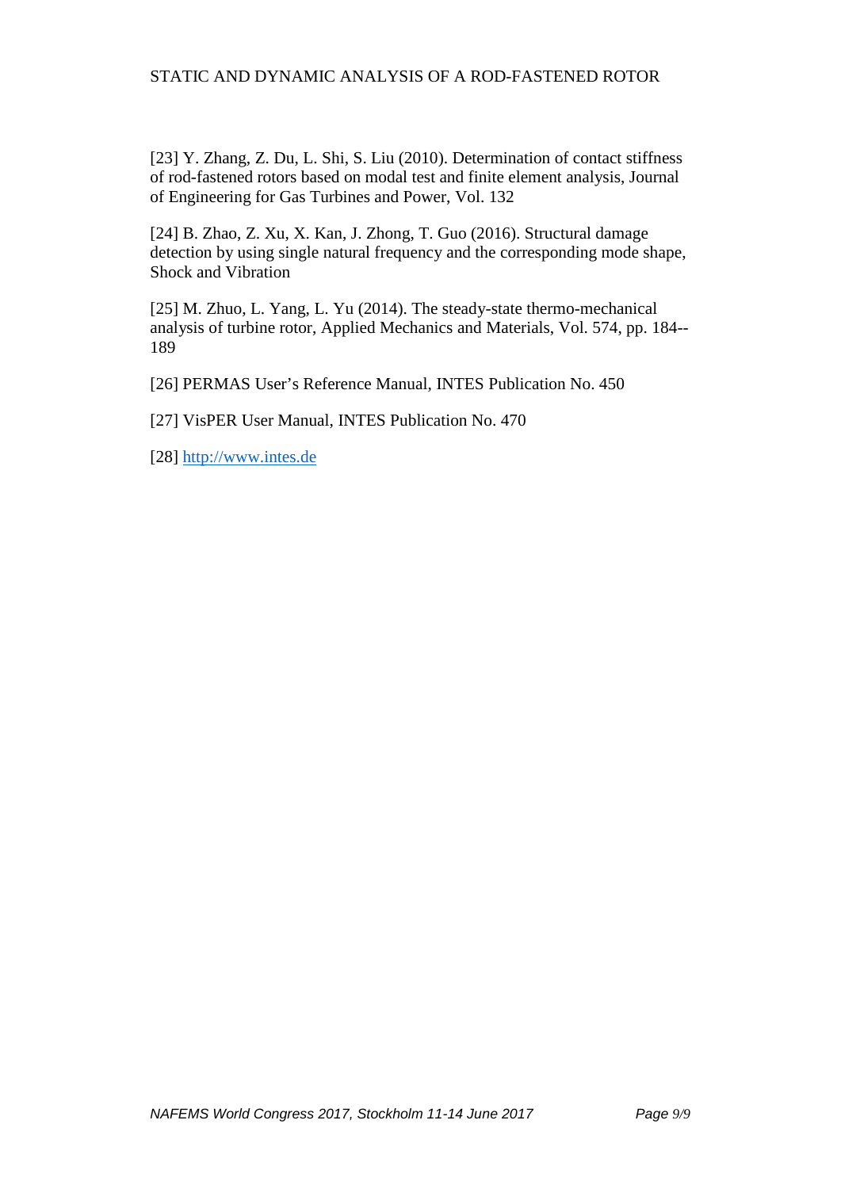[23] Y. Zhang, Z. Du, L. Shi, S. Liu (2010). Determination of contact stiffness of rod-fastened rotors based on modal test and finite element analysis, Journal of Engineering for Gas Turbines and Power, Vol. 132

[24] B. Zhao, Z. Xu, X. Kan, J. Zhong, T. Guo (2016). Structural damage detection by using single natural frequency and the corresponding mode shape, Shock and Vibration

[25] M. Zhuo, L. Yang, L. Yu (2014). The steady-state thermo-mechanical analysis of turbine rotor, Applied Mechanics and Materials, Vol. 574, pp. 184--189

[26] PERMAS User's Reference Manual, INTES Publication No. 450

[27] VisPER User Manual, INTES Publication No. 470

[28] http://www.intes.de